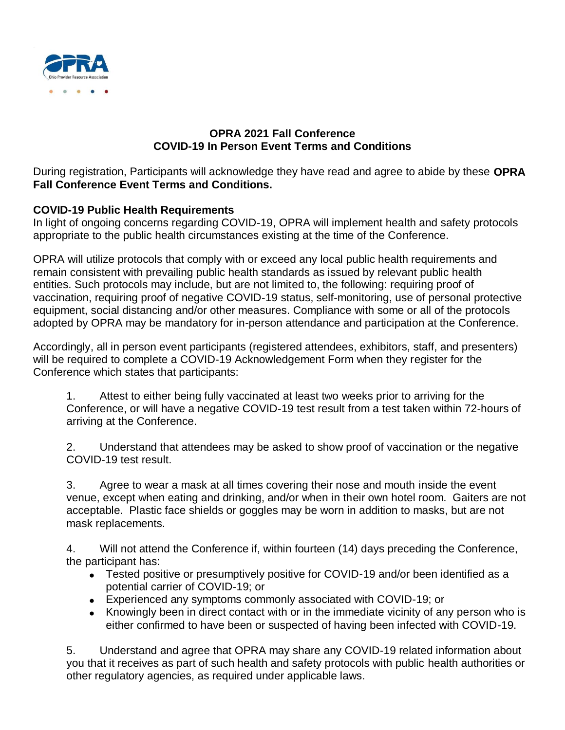# OPRA 2021 Fall Conference
## COVID-19 In Person Event Terms and Conditions

During registration, Participants will acknowledge they have read and agree to abide by these **OPRA Fall Conference Event Terms and Conditions.**

**COVID-19 Public Health Requirements**
In light of ongoing concerns regarding COVID-19, OPRA will implement health and safety protocols appropriate to the public health circumstances existing at the time of the Conference.

OPRA will utilize protocols that comply with or exceed any local public health requirements and remain consistent with prevailing public health standards as issued by relevant public health entities. Such protocols may include, but are not limited to, the following: requiring proof of vaccination, requiring proof of negative COVID-19 status, self-monitoring, use of personal protective equipment, social distancing and/or other measures. Compliance with some or all of the protocols adopted by OPRA may be mandatory for in-person attendance and participation at the Conference.

Accordingly, all in person event participants (registered attendees, exhibitors, staff, and presenters) will be required to complete a COVID-19 Acknowledgement Form when they register for the Conference which states that participants:

1. Attest to either being fully vaccinated at least two weeks prior to arriving for the Conference, or will have a negative COVID-19 test result from a test taken within 72-hours of arriving at the Conference.

2. Understand that attendees may be asked to show proof of vaccination or the negative COVID-19 test result.

3. Agree to wear a mask at all times covering their nose and mouth inside the event venue, except when eating and drinking, and/or when in their own hotel room. Gaiters are not acceptable. Plastic face shields or goggles may be worn in addition to masks, but are not mask replacements.

4. Will not attend the Conference if, within fourteen (14) days preceding the Conference, the participant has:
   - Tested positive or presumptively positive for COVID-19 and/or been identified as a potential carrier of COVID-19; or
   - Experienced any symptoms commonly associated with COVID-19; or
   - Knowingly been in direct contact with or in the immediate vicinity of any person who is either confirmed to have been or suspected of having been infected with COVID-19.

5. Understand and agree that OPRA may share any COVID-19 related information about you that it receives as part of such health and safety protocols with public health authorities or other regulatory agencies, as required under applicable laws.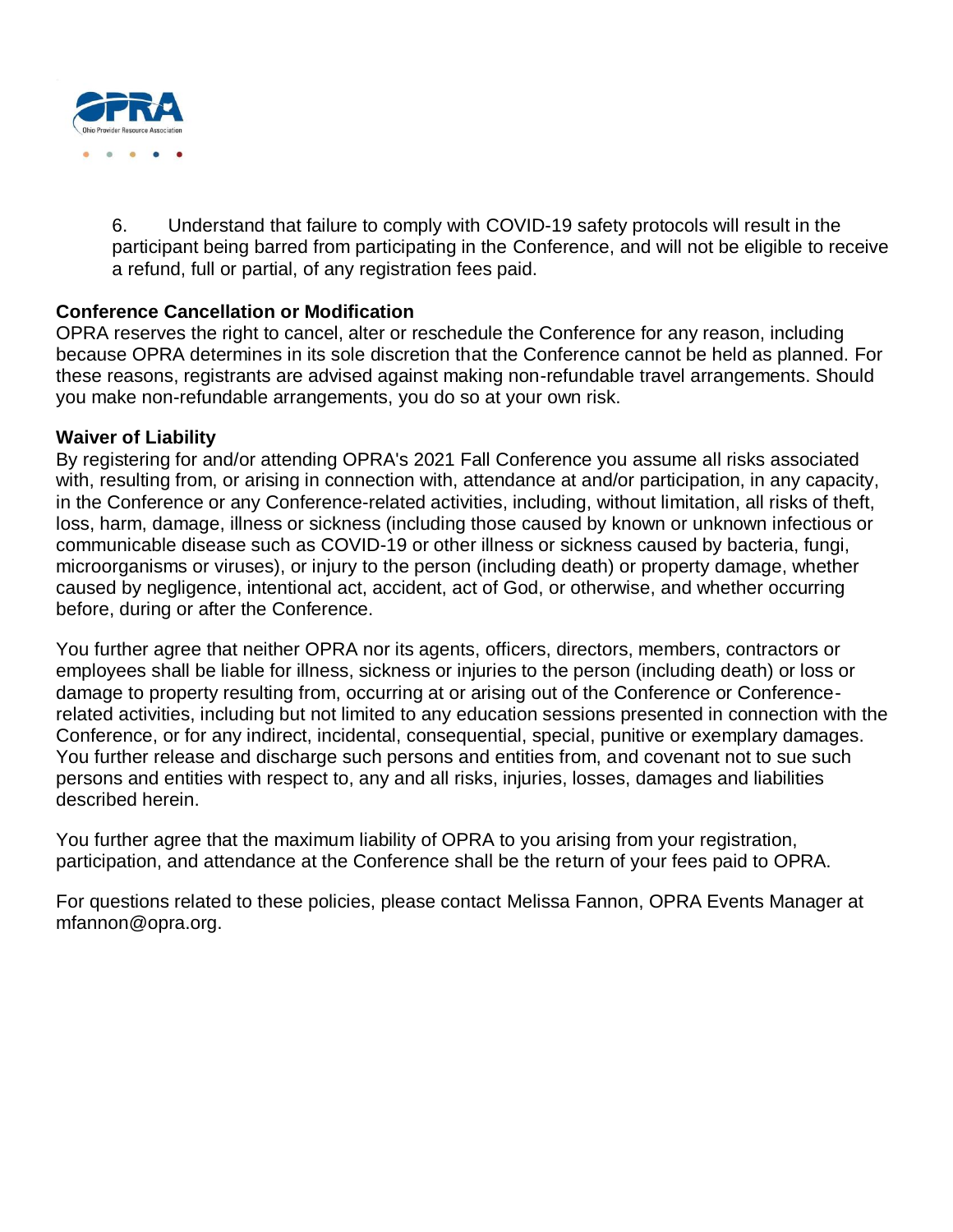6. Understand that failure to comply with COVID-19 safety protocols will result in the participant being barred from participating in the Conference, and will not be eligible to receive a refund, full or partial, of any registration fees paid.

**Conference Cancellation or Modification**

OPRA reserves the right to cancel, alter or reschedule the Conference for any reason, including because OPRA determines in its sole discretion that the Conference cannot be held as planned. For these reasons, registrants are advised against making non-refundable travel arrangements. Should you make non-refundable arrangements, you do so at your own risk.

**Waiver of Liability**

By registering for and/or attending OPRA's 2021 Fall Conference you assume all risks associated with, resulting from, or arising in connection with, attendance at and/or participation, in any capacity, in the Conference or any Conference-related activities, including, without limitation, all risks of theft, loss, harm, damage, illness or sickness (including those caused by known or unknown infectious or communicable disease such as COVID-19 or other illness or sickness caused by bacteria, fungi, microorganisms or viruses), or injury to the person (including death) or property damage, whether caused by negligence, intentional act, accident, act of God, or otherwise, and whether occurring before, during or after the Conference.

You further agree that neither OPRA nor its agents, officers, directors, members, contractors or employees shall be liable for illness, sickness or injuries to the person (including death) or loss or damage to property resulting from, occurring at or arising out of the Conference or Conference-related activities, including but not limited to any education sessions presented in connection with the Conference, or for any indirect, incidental, consequential, special, punitive or exemplary damages. You further release and discharge such persons and entities from, and covenant not to sue such persons and entities with respect to, any and all risks, injuries, losses, damages and liabilities described herein.

You further agree that the maximum liability of OPRA to you arising from your registration, participation, and attendance at the Conference shall be the return of your fees paid to OPRA.

For questions related to these policies, please contact Melissa Fannon, OPRA Events Manager at mfannon@opra.org.